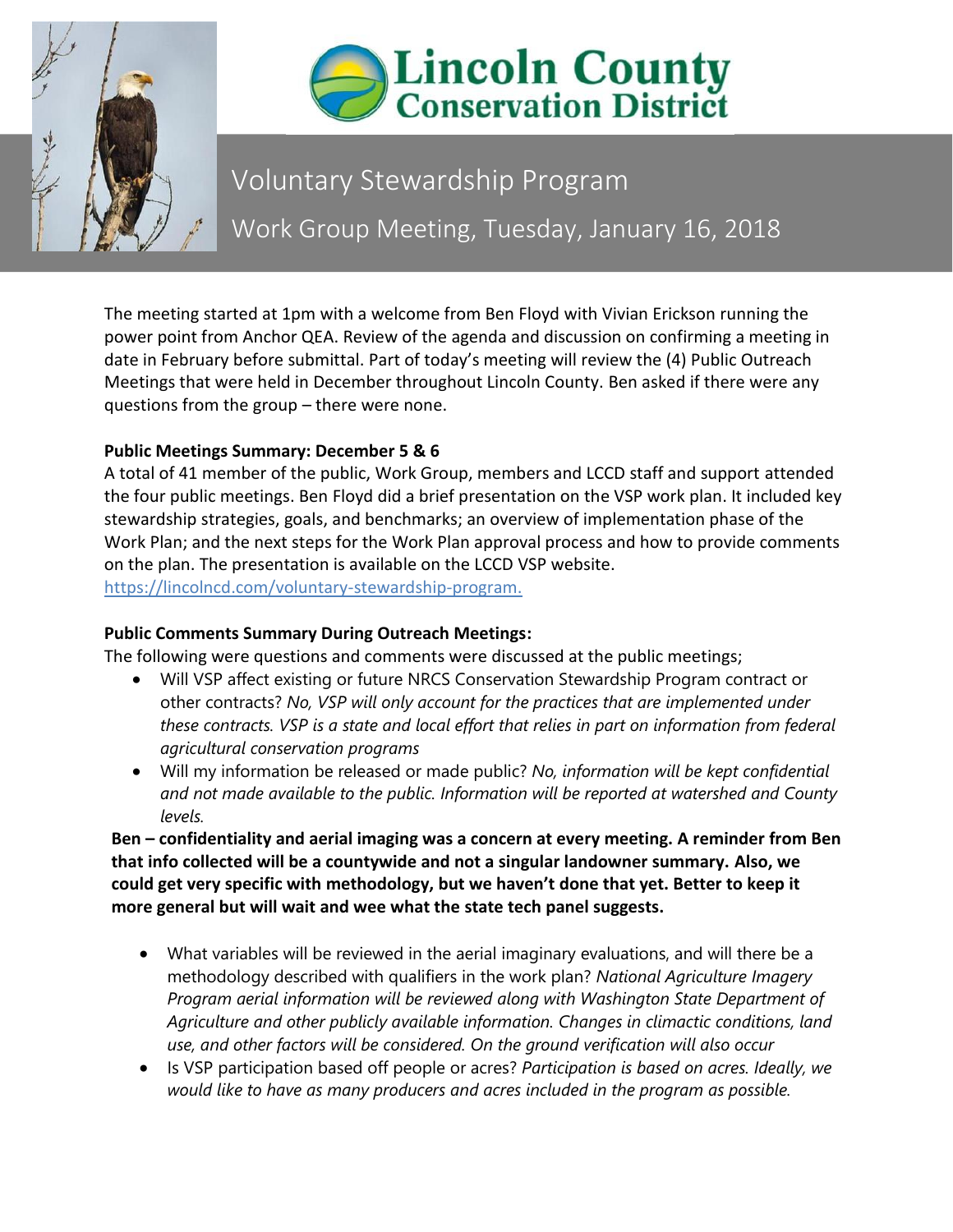# Lincoln County Conservation District

## Voluntary Stewardship Program

## Work Group Meeting, Tuesday, January 16, 2018

The meeting started at 1pm with a welcome from Ben Floyd with Vivian Erickson running the power point from Anchor QEA. Review of the agenda and discussion on confirming a meeting in date in February before submittal. Part of today's meeting will review the (4) Public Outreach Meetings that were held in December throughout Lincoln County. Ben asked if there were any questions from the group – there were none.

**Public Meetings Summary: December 5 & 6**

A total of 41 member of the public, Work Group, members and LCCD staff and support attended the four public meetings. Ben Floyd did a brief presentation on the VSP work plan. It included key stewardship strategies, goals, and benchmarks; an overview of implementation phase of the Work Plan; and the next steps for the Work Plan approval process and how to provide comments on the plan. The presentation is available on the LCCD VSP website. https://lincolncd.com/voluntary-stewardship-program.

**Public Comments Summary During Outreach Meetings:**

The following were questions and comments were discussed at the public meetings;

- Will VSP affect existing or future NRCS Conservation Stewardship Program contract or other contracts? *No, VSP will only account for the practices that are implemented under these contracts. VSP is a state and local effort that relies in part on information from federal agricultural conservation programs*
- Will my information be released or made public? *No, information will be kept confidential and not made available to the public. Information will be reported at watershed and County levels.*

**Ben – confidentiality and aerial imaging was a concern at every meeting. A reminder from Ben that info collected will be a countywide and not a singular landowner summary. Also, we could get very specific with methodology, but we haven't done that yet. Better to keep it more general but will wait and wee what the state tech panel suggests.**

- What variables will be reviewed in the aerial imaginary evaluations, and will there be a methodology described with qualifiers in the work plan? *National Agriculture Imagery Program aerial information will be reviewed along with Washington State Department of Agriculture and other publicly available information. Changes in climactic conditions, land use, and other factors will be considered. On the ground verification will also occur*
- Is VSP participation based off people or acres? *Participation is based on acres. Ideally, we would like to have as many producers and acres included in the program as possible.*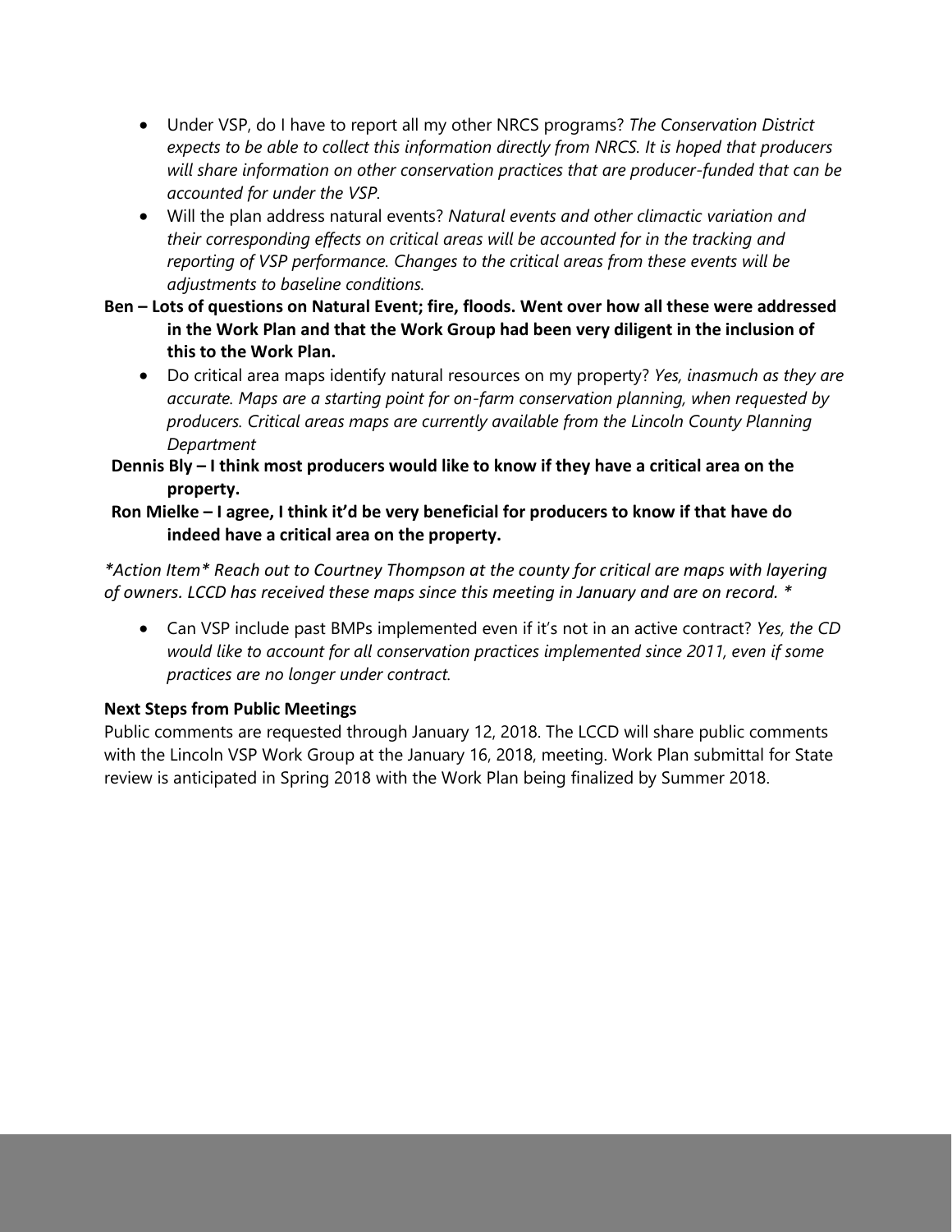- Under VSP, do I have to report all my other NRCS programs? *The Conservation District expects to be able to collect this information directly from NRCS. It is hoped that producers will share information on other conservation practices that are producer-funded that can be accounted for under the VSP.*
- Will the plan address natural events? *Natural events and other climactic variation and their corresponding effects on critical areas will be accounted for in the tracking and reporting of VSP performance. Changes to the critical areas from these events will be adjustments to baseline conditions.*

**Ben – Lots of questions on Natural Event; fire, floods. Went over how all these were addressed in the Work Plan and that the Work Group had been very diligent in the inclusion of this to the Work Plan.**

- Do critical area maps identify natural resources on my property? *Yes, inasmuch as they are accurate. Maps are a starting point for on-farm conservation planning, when requested by producers. Critical areas maps are currently available from the Lincoln County Planning Department*

**Dennis Bly – I think most producers would like to know if they have a critical area on the property.**

**Ron Mielke – I agree, I think it'd be very beneficial for producers to know if that have do indeed have a critical area on the property.**

*\*Action Item\* Reach out to Courtney Thompson at the county for critical are maps with layering of owners. LCCD has received these maps since this meeting in January and are on record. \**

- Can VSP include past BMPs implemented even if it's not in an active contract? *Yes, the CD would like to account for all conservation practices implemented since 2011, even if some practices are no longer under contract.*

**Next Steps from Public Meetings**

Public comments are requested through January 12, 2018. The LCCD will share public comments with the Lincoln VSP Work Group at the January 16, 2018, meeting. Work Plan submittal for State review is anticipated in Spring 2018 with the Work Plan being finalized by Summer 2018.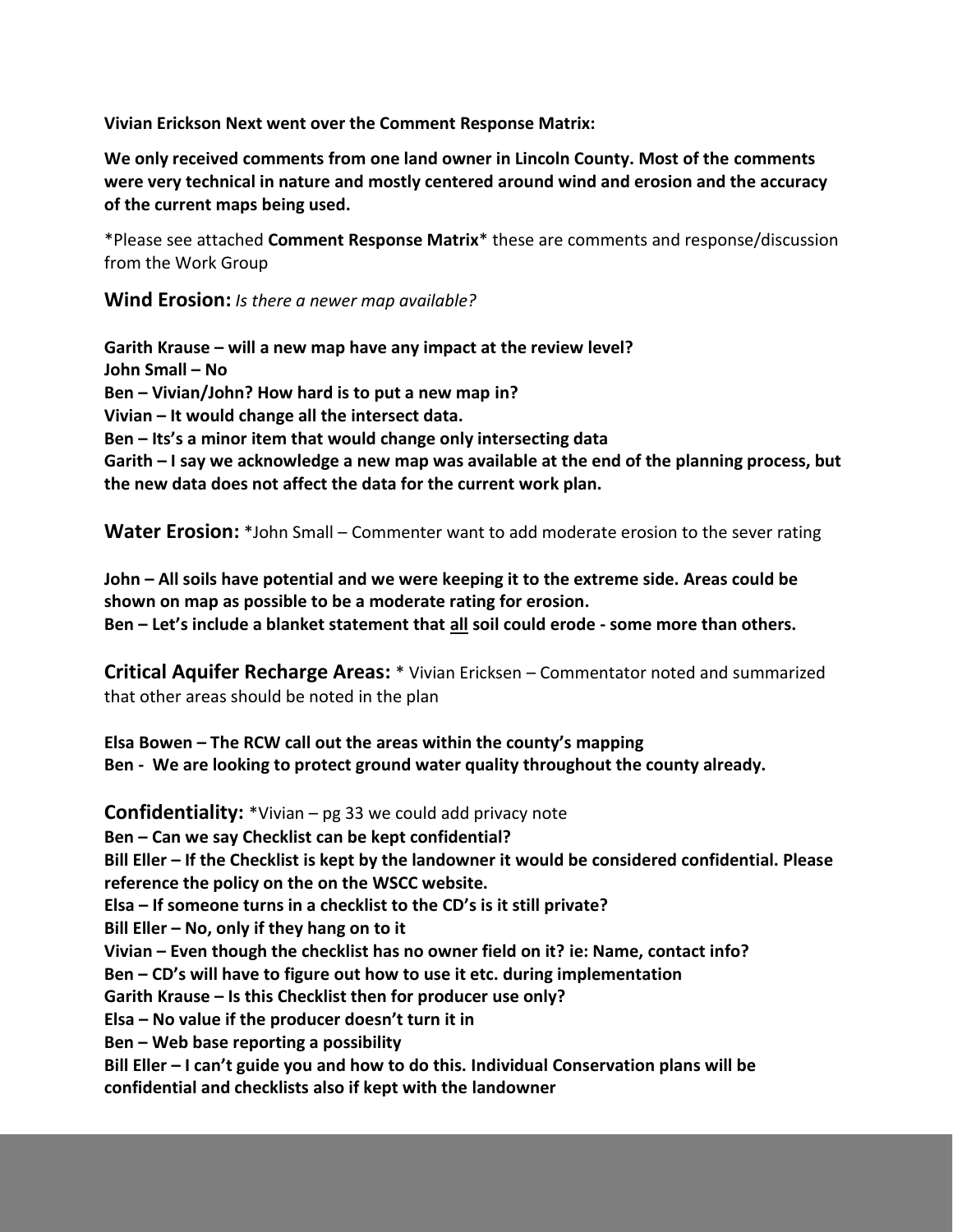**Vivian Erickson Next went over the Comment Response Matrix:**

**We only received comments from one land owner in Lincoln County. Most of the comments were very technical in nature and mostly centered around wind and erosion and the accuracy of the current maps being used.**

*Please see attached **Comment Response Matrix*** these are comments and response/discussion from the Work Group

**Wind Erosion:** *Is there a newer map available?*

**Garith Krause – will a new map have any impact at the review level?**
**John Small – No**
**Ben – Vivian/John? How hard is to put a new map in?**
**Vivian – It would change all the intersect data.**
**Ben – Its's a minor item that would change only intersecting data**
**Garith – I say we acknowledge a new map was available at the end of the planning process, but the new data does not affect the data for the current work plan.**

**Water Erosion:** *John Small – Commenter want to add moderate erosion to the sever rating

**John – All soils have potential and we were keeping it to the extreme side. Areas could be shown on map as possible to be a moderate rating for erosion.**
**Ben – Let's include a blanket statement that <u>all</u> soil could erode - some more than others.**

**Critical Aquifer Recharge Areas:** * Vivian Ericksen – Commentator noted and summarized that other areas should be noted in the plan

**Elsa Bowen – The RCW call out the areas within the county's mapping**
**Ben - We are looking to protect ground water quality throughout the county already.**

**Confidentiality:** *Vivian – pg 33 we could add privacy note
**Ben – Can we say Checklist can be kept confidential?**
**Bill Eller – If the Checklist is kept by the landowner it would be considered confidential. Please reference the policy on the on the WSCC website.**
**Elsa – If someone turns in a checklist to the CD's is it still private?**
**Bill Eller – No, only if they hang on to it**
**Vivian – Even though the checklist has no owner field on it? ie: Name, contact info?**
**Ben – CD's will have to figure out how to use it etc. during implementation**
**Garith Krause – Is this Checklist then for producer use only?**
**Elsa – No value if the producer doesn't turn it in**
**Ben – Web base reporting a possibility**
**Bill Eller – I can't guide you and how to do this. Individual Conservation plans will be confidential and checklists also if kept with the landowner**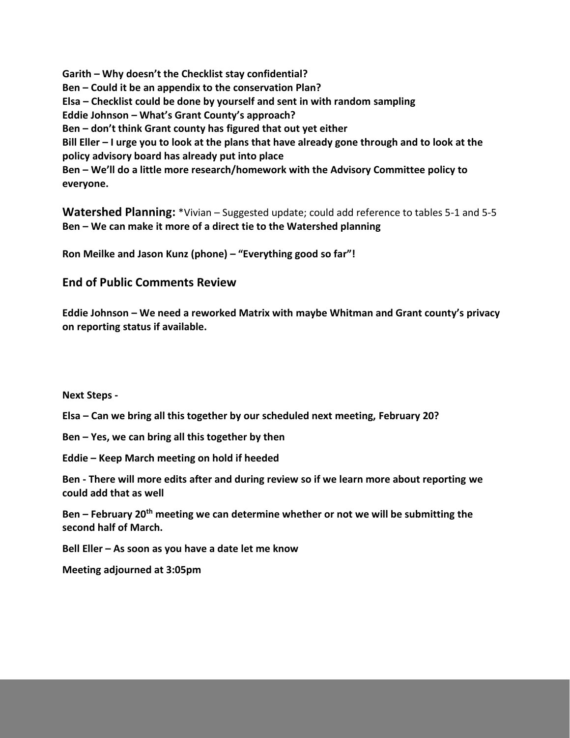**Garith – Why doesn't the Checklist stay confidential?**
**Ben – Could it be an appendix to the conservation Plan?**
**Elsa – Checklist could be done by yourself and sent in with random sampling**
**Eddie Johnson – What's Grant County's approach?**
**Ben – don't think Grant county has figured that out yet either**
**Bill Eller – I urge you to look at the plans that have already gone through and to look at the policy advisory board has already put into place**
**Ben – We'll do a little more research/homework with the Advisory Committee policy to everyone.**

**Watershed Planning:** *Vivian – Suggested update; could add reference to tables 5-1 and 5-5
**Ben – We can make it more of a direct tie to the Watershed planning**

**Ron Meilke and Jason Kunz (phone) – "Everything good so far"!**

## End of Public Comments Review

**Eddie Johnson – We need a reworked Matrix with maybe Whitman and Grant county's privacy on reporting status if available.**

**Next Steps -**

**Elsa – Can we bring all this together by our scheduled next meeting, February 20?**

**Ben – Yes, we can bring all this together by then**

**Eddie – Keep March meeting on hold if heeded**

**Ben - There will more edits after and during review so if we learn more about reporting we could add that as well**

**Ben – February 20th meeting we can determine whether or not we will be submitting the second half of March.**

**Bell Eller – As soon as you have a date let me know**

**Meeting adjourned at 3:05pm**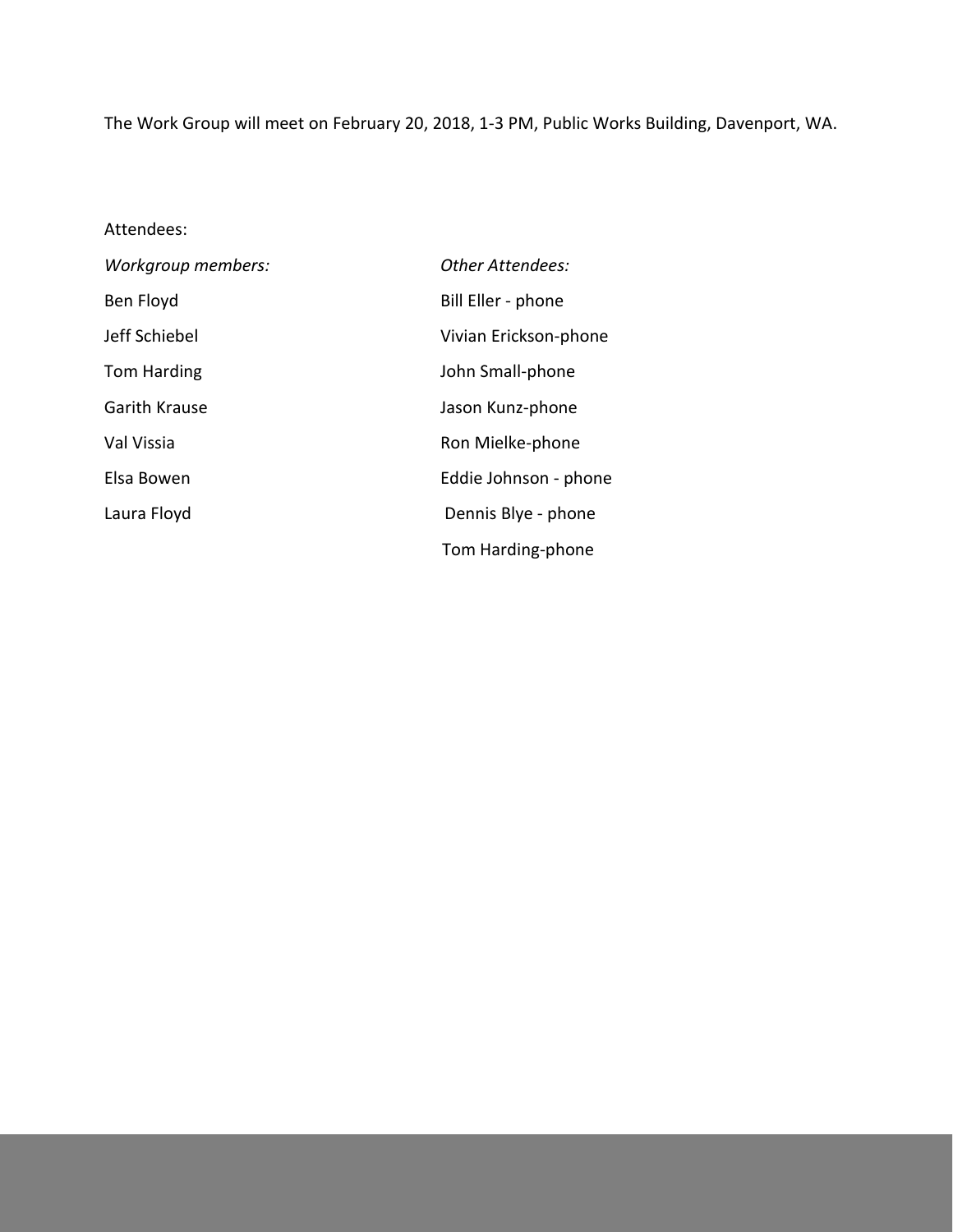The Work Group will meet on February 20, 2018, 1-3 PM, Public Works Building, Davenport, WA.

Attendees:

| *Workgroup members:* | *Other Attendees:* |
| --- | --- |
| Ben Floyd | Bill Eller - phone |
| Jeff Schiebel | Vivian Erickson-phone |
| Tom Harding | John Small-phone |
| Garith Krause | Jason Kunz-phone |
| Val Vissia | Ron Mielke-phone |
| Elsa Bowen | Eddie Johnson - phone |
| Laura Floyd | Dennis Blye - phone |
| | Tom Harding-phone |